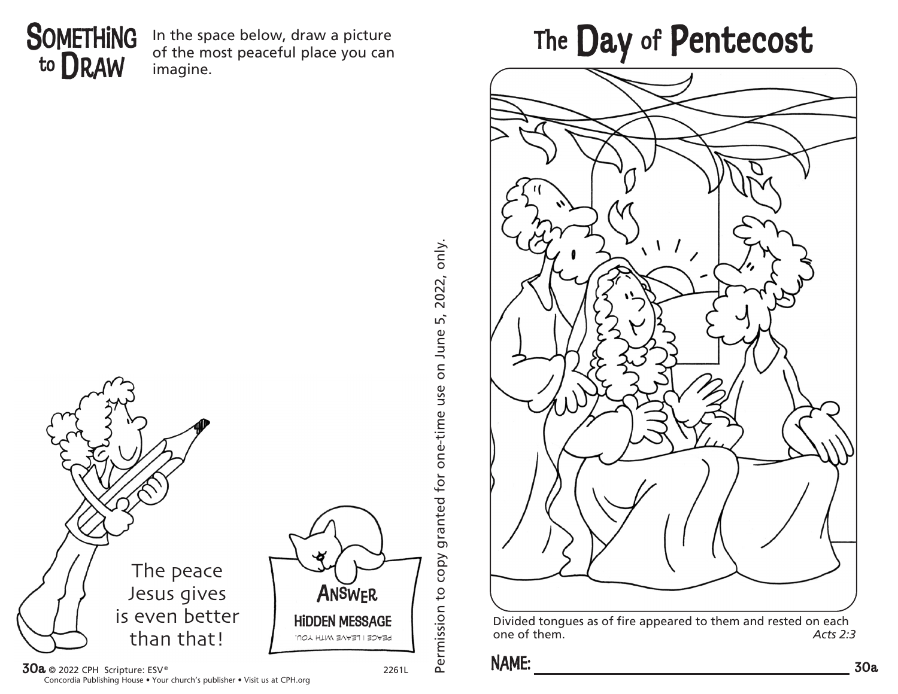## SOMETHING to DRAW

In the space below, draw a picture of the most peaceful place you can imagine.

The peace Jesus gives is even better than that!

**ANSWER**

**HIDDEN MESSAGE**

PEACE I LEAVE WITH YOU.

© 2022 CPH Scripture: ESV®
Concordia Publishing House • Your church's publisher • Visit us at CPH.org

2261L

Permission to copy granted for one-time use on June 5, 2022, only.

# The Day of Pentecost

Divided tongues as of fire appeared to them and rested on each one of them. *Acts 2:3*

**NAME:** ______________________________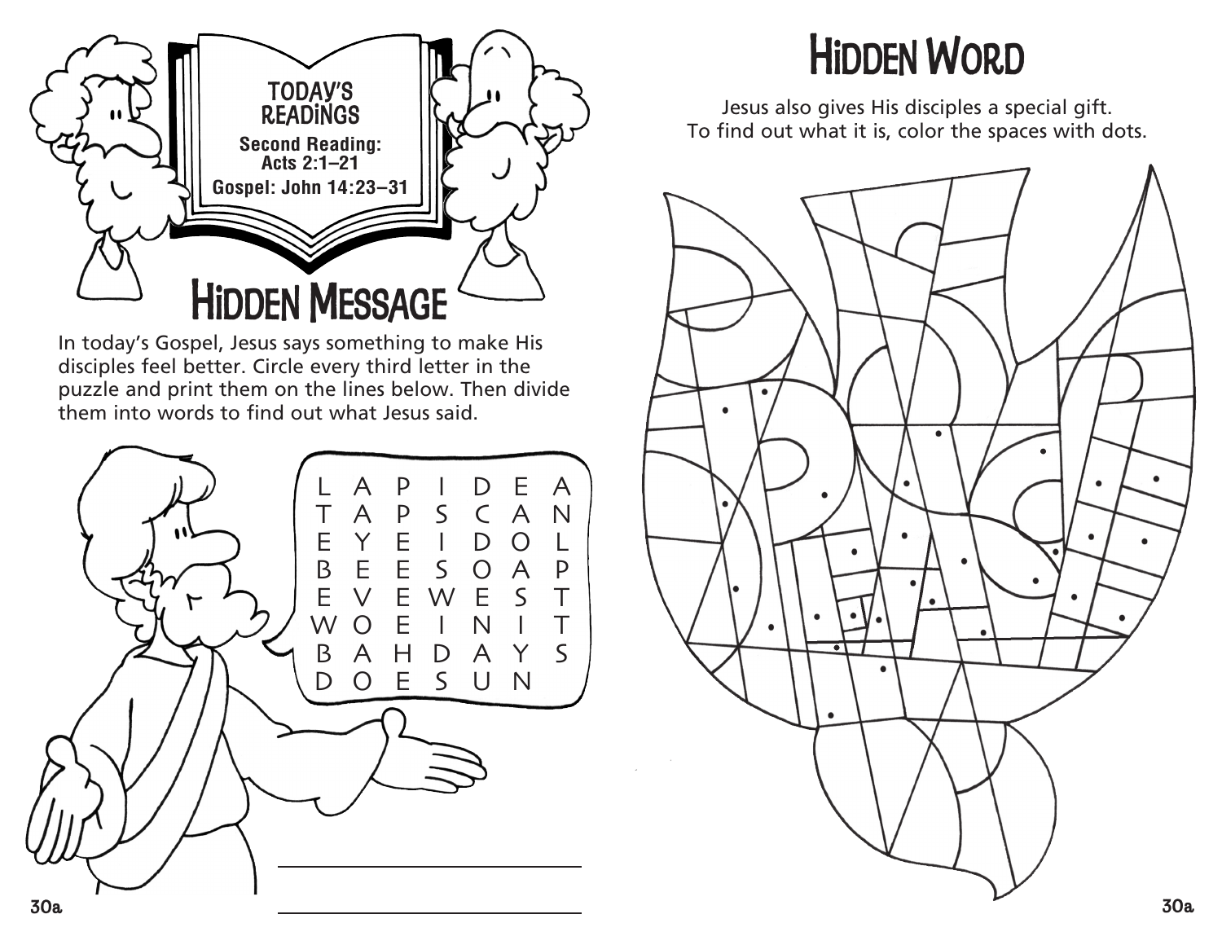TODAY'S READINGS

Second Reading: Acts 2:1–21

Gospel: John 14:23–31

# HIDDEN MESSAGE

In today's Gospel, Jesus says something to make His disciples feel better. Circle every third letter in the puzzle and print them on the lines below. Then divide them into words to find out what Jesus said.

| | | | | | | |
|---|---|---|---|---|---|---|
| L | A | P | I | D | E | A |
| T | A | P | S | C | A | N |
| E | Y | E | I | D | O | L |
| B | E | E | S | O | A | P |
| E | V | E | W | E | S | T |
| W | O | E | I | N | I | T |
| B | A | H | D | A | Y | S |
| D | O | E | S | U | N | |

______________________________

______________________________

# HIDDEN WORD

Jesus also gives His disciples a special gift.
To find out what it is, color the spaces with dots.